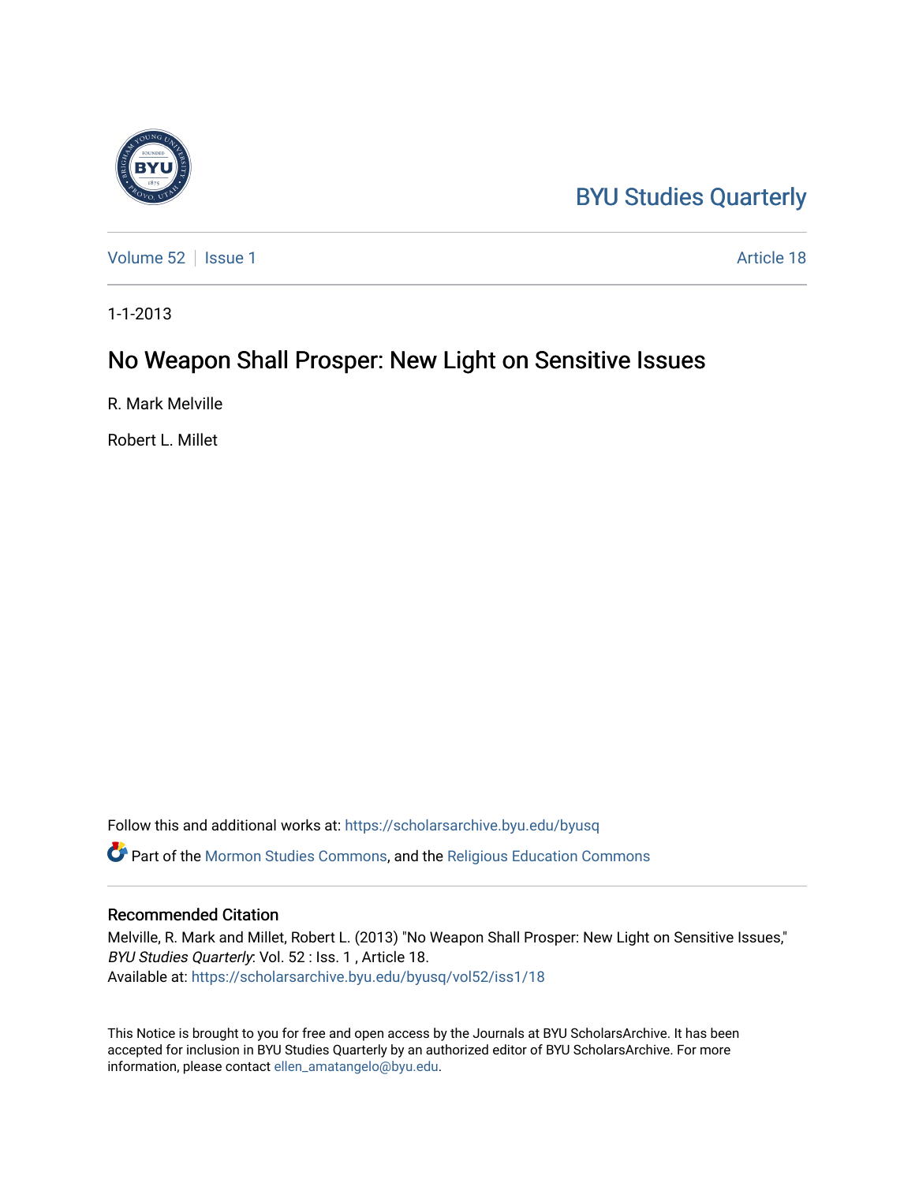BYU Studies Quarterly

Volume 52 | Issue 1 Article 18

1-1-2013

# No Weapon Shall Prosper: New Light on Sensitive Issues

R. Mark Melville

Robert L. Millet

Follow this and additional works at: https://scholarsarchive.byu.edu/byusq

Part of the Mormon Studies Commons, and the Religious Education Commons

## Recommended Citation

Melville, R. Mark and Millet, Robert L. (2013) "No Weapon Shall Prosper: New Light on Sensitive Issues," *BYU Studies Quarterly*: Vol. 52 : Iss. 1 , Article 18.
Available at: https://scholarsarchive.byu.edu/byusq/vol52/iss1/18

This Notice is brought to you for free and open access by the Journals at BYU ScholarsArchive. It has been accepted for inclusion in BYU Studies Quarterly by an authorized editor of BYU ScholarsArchive. For more information, please contact ellen_amatangelo@byu.edu.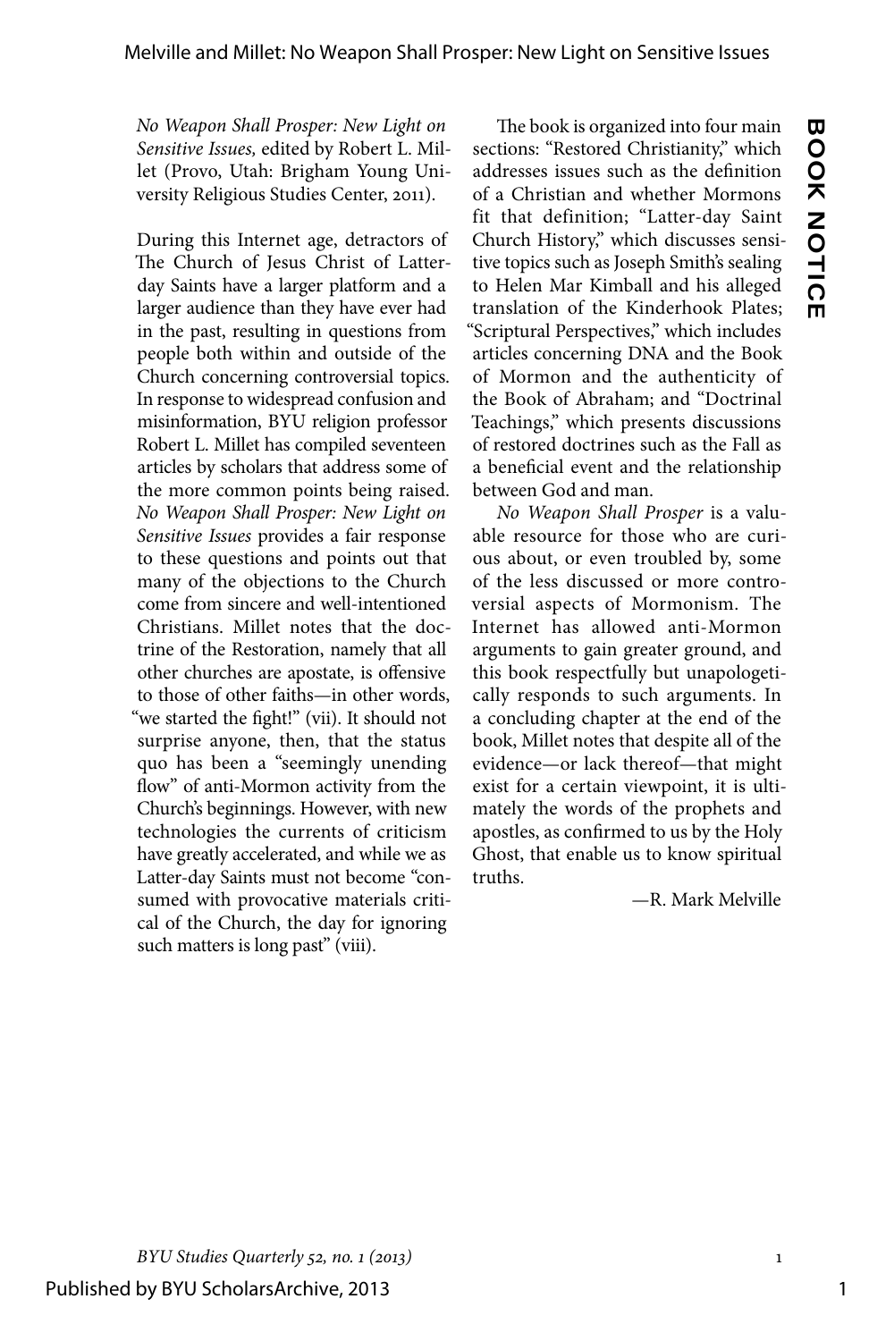*No Weapon Shall Prosper: New Light on Sensitive Issues,* edited by Robert L. Millet (Provo, Utah: Brigham Young University Religious Studies Center, 2011).

During this Internet age, detractors of The Church of Jesus Christ of Latter-day Saints have a larger platform and a larger audience than they have ever had in the past, resulting in questions from people both within and outside of the Church concerning controversial topics. In response to widespread confusion and misinformation, BYU religion professor Robert L. Millet has compiled seventeen articles by scholars that address some of the more common points being raised. *No Weapon Shall Prosper: New Light on Sensitive Issues* provides a fair response to these questions and points out that many of the objections to the Church come from sincere and well-intentioned Christians. Millet notes that the doctrine of the Restoration, namely that all other churches are apostate, is offensive to those of other faiths—in other words, "we started the fight!" (vii). It should not surprise anyone, then, that the status quo has been a "seemingly unending flow" of anti-Mormon activity from the Church's beginnings. However, with new technologies the currents of criticism have greatly accelerated, and while we as Latter-day Saints must not become "consumed with provocative materials critical of the Church, the day for ignoring such matters is long past" (viii).

The book is organized into four main sections: "Restored Christianity," which addresses issues such as the definition of a Christian and whether Mormons fit that definition; "Latter-day Saint Church History," which discusses sensitive topics such as Joseph Smith's sealing to Helen Mar Kimball and his alleged translation of the Kinderhook Plates; "Scriptural Perspectives," which includes articles concerning DNA and the Book of Mormon and the authenticity of the Book of Abraham; and "Doctrinal Teachings," which presents discussions of restored doctrines such as the Fall as a beneficial event and the relationship between God and man.

*No Weapon Shall Prosper* is a valuable resource for those who are curious about, or even troubled by, some of the less discussed or more controversial aspects of Mormonism. The Internet has allowed anti-Mormon arguments to gain greater ground, and this book respectfully but unapologetically responds to such arguments. In a concluding chapter at the end of the book, Millet notes that despite all of the evidence—or lack thereof—that might exist for a certain viewpoint, it is ultimately the words of the prophets and apostles, as confirmed to us by the Holy Ghost, that enable us to know spiritual truths.

—R. Mark Melville